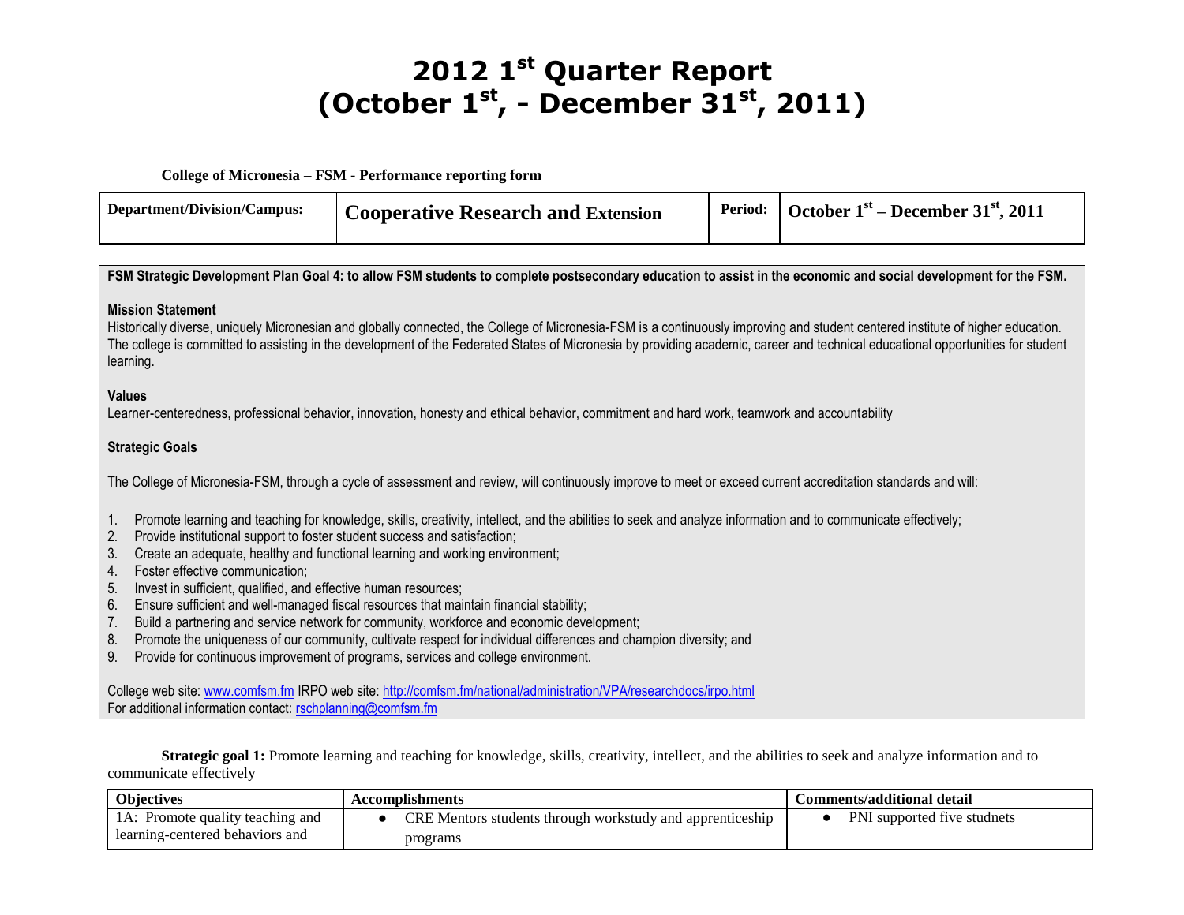# 2012 1st Quarter Report
# (October 1st, - December 31st, 2011)

**College of Micronesia – FSM - Performance reporting form**

| **Department/Division/Campus:** | **Cooperative Research and Extension** | **Period:** | **October 1st – December 31st, 2011** |
|---|---|---|---|

**FSM Strategic Development Plan Goal 4: to allow FSM students to complete postsecondary education to assist in the economic and social development for the FSM.**

**Mission Statement**

Historically diverse, uniquely Micronesian and globally connected, the College of Micronesia-FSM is a continuously improving and student centered institute of higher education. The college is committed to assisting in the development of the Federated States of Micronesia by providing academic, career and technical educational opportunities for student learning.

**Values**

Learner-centeredness, professional behavior, innovation, honesty and ethical behavior, commitment and hard work, teamwork and accountability

**Strategic Goals**

The College of Micronesia-FSM, through a cycle of assessment and review, will continuously improve to meet or exceed current accreditation standards and will:

1. Promote learning and teaching for knowledge, skills, creativity, intellect, and the abilities to seek and analyze information and to communicate effectively;
2. Provide institutional support to foster student success and satisfaction;
3. Create an adequate, healthy and functional learning and working environment;
4. Foster effective communication;
5. Invest in sufficient, qualified, and effective human resources;
6. Ensure sufficient and well-managed fiscal resources that maintain financial stability;
7. Build a partnering and service network for community, workforce and economic development;
8. Promote the uniqueness of our community, cultivate respect for individual differences and champion diversity; and
9. Provide for continuous improvement of programs, services and college environment.

College web site: www.comfsm.fm IRPO web site: http://comfsm.fm/national/administration/VPA/researchdocs/irpo.html
For additional information contact: rschplanning@comfsm.fm

**Strategic goal 1:** Promote learning and teaching for knowledge, skills, creativity, intellect, and the abilities to seek and analyze information and to communicate effectively

| **Objectives** | **Accomplishments** | **Comments/additional detail** |
|---|---|---|
| 1A: Promote quality teaching and learning-centered behaviors and | • CRE Mentors students through workstudy and apprenticeship programs | • PNI supported five studnets |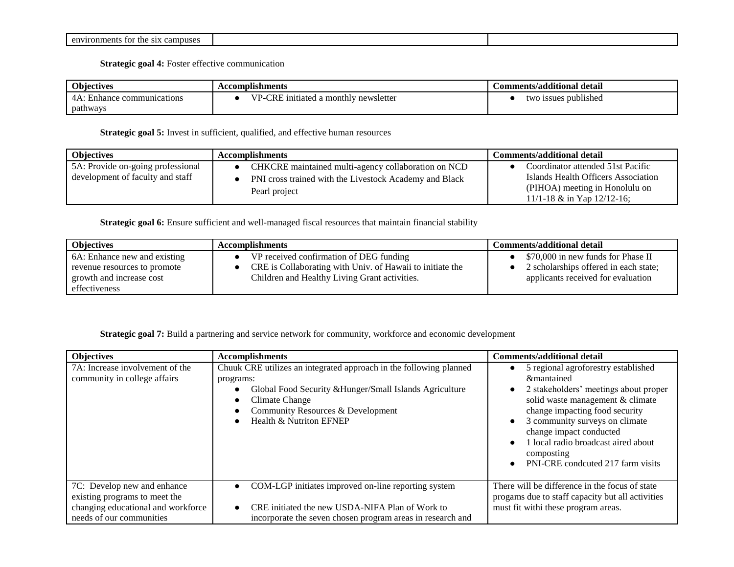| environments for the six campuses | | |
|---|---|---|

**Strategic goal 4:** Foster effective communication

| Objectives | Accomplishments | Comments/additional detail |
|---|---|---|
| 4A: Enhance communications pathways | • VP-CRE initiated a monthly newsletter | • two issues published |

**Strategic goal 5:** Invest in sufficient, qualified, and effective human resources

| Objectives | Accomplishments | Comments/additional detail |
|---|---|---|
| 5A: Provide on-going professional development of faculty and staff | • CHKCRE maintained multi-agency collaboration on NCD<br>• PNI cross trained with the Livestock Academy and Black Pearl project | • Coordinator attended 51st Pacific Islands Health Officers Association (PIHOA) meeting in Honolulu on 11/1-18 & in Yap 12/12-16; |

**Strategic goal 6:** Ensure sufficient and well-managed fiscal resources that maintain financial stability

| Objectives | Accomplishments | Comments/additional detail |
|---|---|---|
| 6A: Enhance new and existing revenue resources to promote growth and increase cost effectiveness | • VP received confirmation of DEG funding<br>• CRE is Collaborating with Univ. of Hawaii to initiate the Children and Healthy Living Grant activities. | • $70,000 in new funds for Phase II<br>• 2 scholarships offered in each state; applicants received for evaluation |

**Strategic goal 7:** Build a partnering and service network for community, workforce and economic development

| Objectives | Accomplishments | Comments/additional detail |
|---|---|---|
| 7A: Increase involvement of the community in college affairs | Chuuk CRE utilizes an integrated approach in the following planned programs:<br>• Global Food Security &Hunger/Small Islands Agriculture<br>• Climate Change<br>• Community Resources & Development<br>• Health & Nutriton EFNEP | • 5 regional agroforestry established &mantained<br>• 2 stakeholders' meetings about proper solid waste management & climate change impacting food security<br>• 3 community surveys on climate change impact conducted<br>• 1 local radio broadcast aired about composting<br>• PNI-CRE condcuted 217 farm visits |
| 7C: Develop new and enhance existing programs to meet the changing educational and workforce needs of our communities | • COM-LGP initiates improved on-line reporting system<br>• CRE initiated the new USDA-NIFA Plan of Work to incorporate the seven chosen program areas in research and | There will be difference in the focus of state progams due to staff capacity but all activities must fit withi these program areas. |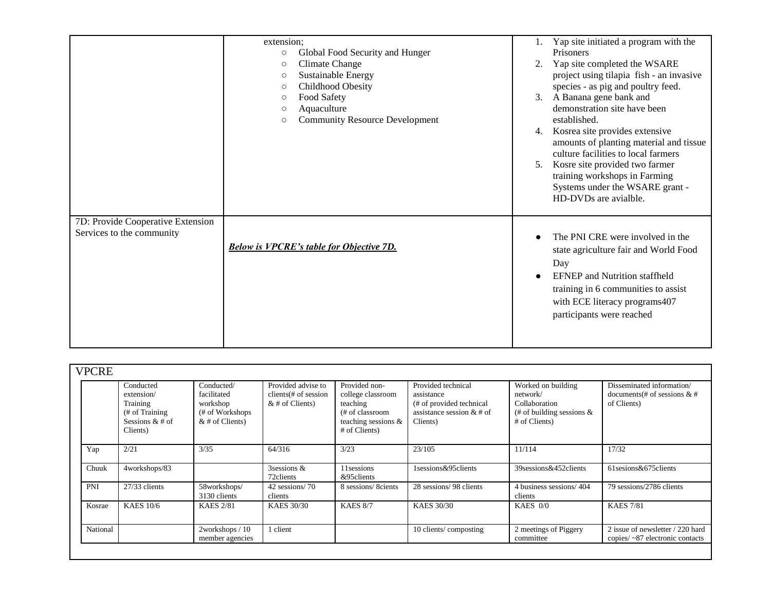| | | |
|---|---|---|
| | extension;<br>○ Global Food Security and Hunger<br>○ Climate Change<br>○ Sustainable Energy<br>○ Childhood Obesity<br>○ Food Safety<br>○ Aquaculture<br>○ Community Resource Development | 1. Yap site initiated a program with the Prisoners<br>2. Yap site completed the WSARE project using tilapia fish - an invasive species - as pig and poultry feed.<br>3. A Banana gene bank and demonstration site have been established.<br>4. Kosrea site provides extensive amounts of planting material and tissue culture facilities to local farmers<br>5. Kosre site provided two farmer training workshops in Farming Systems under the WSARE grant - HD-DVDs are avialble. |
| 7D: Provide Cooperative Extension Services to the community | ***Below is VPCRE's table for Objective 7D.*** | ● The PNI CRE were involved in the state agriculture fair and World Food Day<br>● EFNEP and Nutrition staffheld training in 6 communities to assist with ECE literacy programs407 participants were reached |

VPCRE

| | Conducted extension/ Training (# of Training Sessions & # of Clients) | Conducted/ facilitated workshop (# of Workshops & # of Clients) | Provided advise to clients(# of session & # of Clients) | Provided non-college classroom teaching (# of classroom teaching sessions & # of Clients) | Provided technical assistance (# of provided technical assistance session & # of Clients) | Worked on building network/ Collaboration (# of building sessions & # of Clients) | Disseminated information/ documents(# of sessions & # of Clients) |
|---|---|---|---|---|---|---|---|
| Yap | 2/21 | 3/35 | 64/316 | 3/23 | 23/105 | 11/114 | 17/32 |
| Chuuk | 4workshops/83 | | 3sessions & 72clients | 11sessions &95clients | 1sessions&95clients | 39sessions&452clients | 61sesions&675clients |
| PNI | 27/33 clients | 58workshops/ 3130 clients | 42 sessions/ 70 clients | 8 sessions/ 8cients | 28 sessions/ 98 clients | 4 business sessions/ 404 clients | 79 sessions/2786 clients |
| Kosrae | KAES 10/6 | KAES 2/81 | KAES 30/30 | KAES 8/7 | KAES 30/30 | KAES 0/0 | KAES 7/81 |
| National | | 2workshops / 10 member agencies | 1 client | | 10 clients/ composting | 2 meetings of Piggery committee | 2 issue of newsletter / 220 hard copies/ ~87 electronic contacts |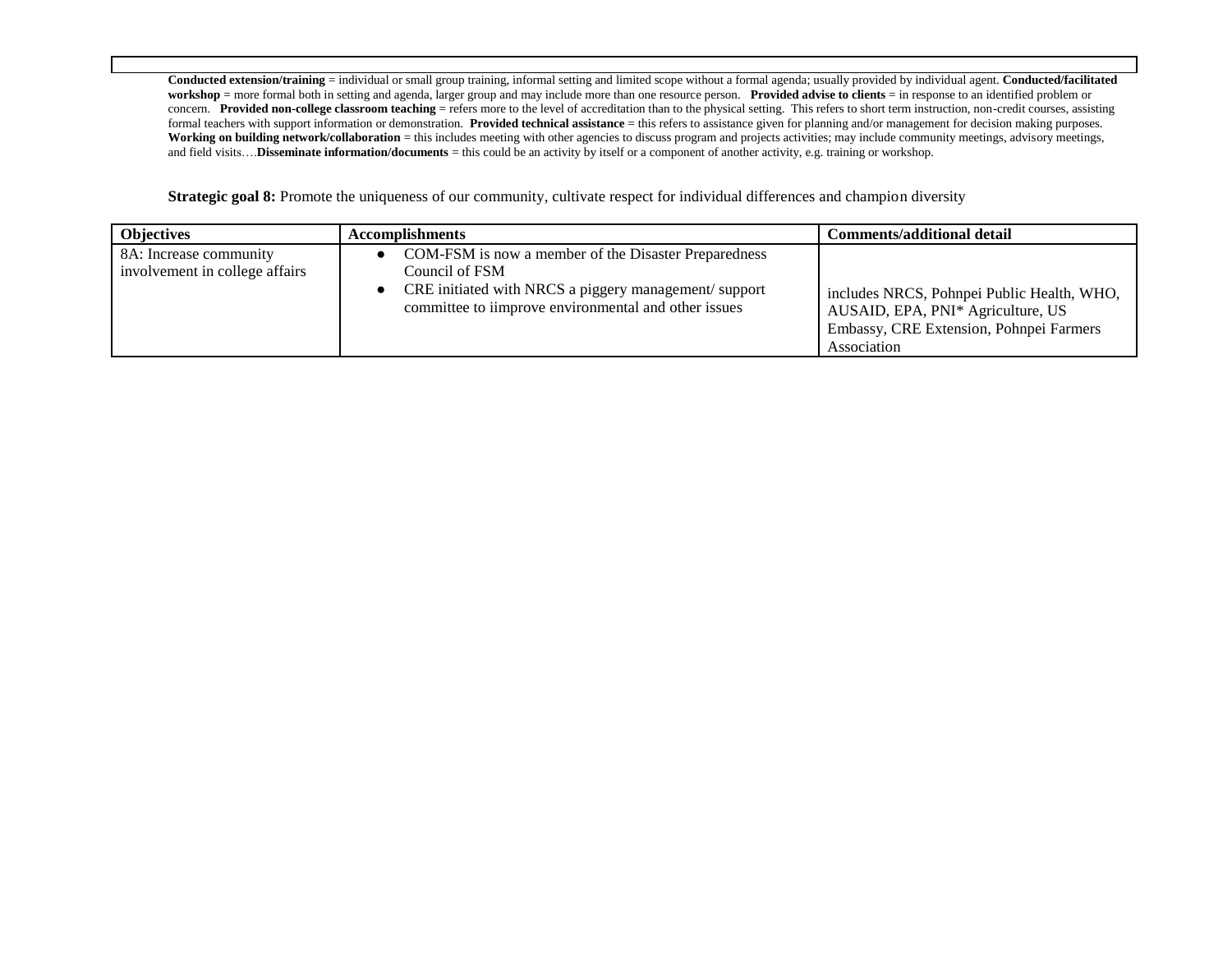**Conducted extension/training** = individual or small group training, informal setting and limited scope without a formal agenda; usually provided by individual agent. **Conducted/facilitated workshop** = more formal both in setting and agenda, larger group and may include more than one resource person. **Provided advise to clients** = in response to an identified problem or concern. **Provided non-college classroom teaching** = refers more to the level of accreditation than to the physical setting. This refers to short term instruction, non-credit courses, assisting formal teachers with support information or demonstration. **Provided technical assistance** = this refers to assistance given for planning and/or management for decision making purposes. **Working on building network/collaboration** = this includes meeting with other agencies to discuss program and projects activities; may include community meetings, advisory meetings, and field visits….**Disseminate information/documents** = this could be an activity by itself or a component of another activity, e.g. training or workshop.

**Strategic goal 8:** Promote the uniqueness of our community, cultivate respect for individual differences and champion diversity

| Objectives | Accomplishments | Comments/additional detail |
|---|---|---|
| 8A: Increase community involvement in college affairs | • COM-FSM is now a member of the Disaster Preparedness Council of FSM<br>• CRE initiated with NRCS a piggery management/ support committee to iimprove environmental and other issues | includes NRCS, Pohnpei Public Health, WHO, AUSAID, EPA, PNI* Agriculture, US Embassy, CRE Extension, Pohnpei Farmers Association |